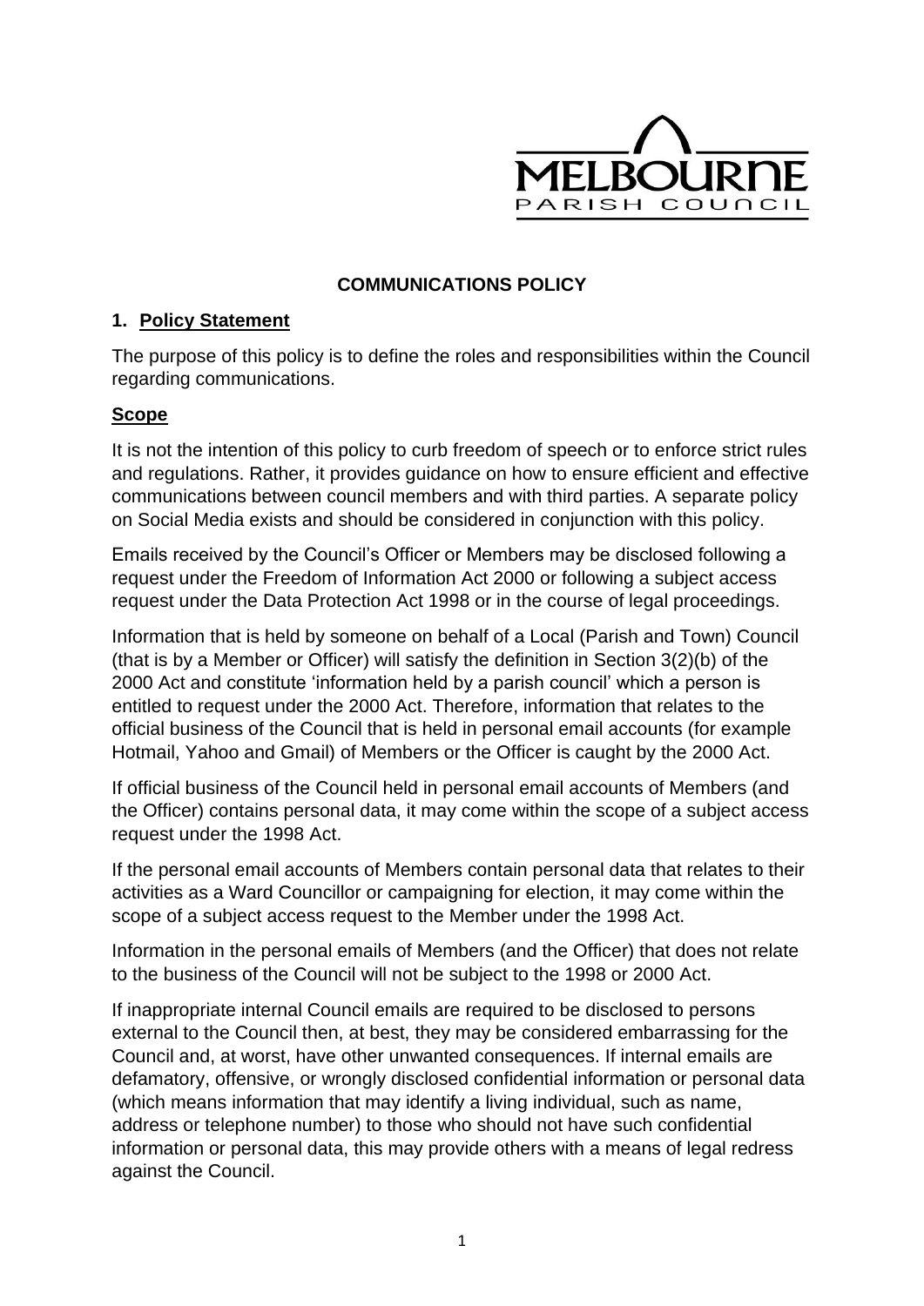MELBOURNE
PARISH COUNCIL

# COMMUNICATIONS POLICY

## 1. Policy Statement

The purpose of this policy is to define the roles and responsibilities within the Council regarding communications.

## Scope

It is not the intention of this policy to curb freedom of speech or to enforce strict rules and regulations. Rather, it provides guidance on how to ensure efficient and effective communications between council members and with third parties. A separate policy on Social Media exists and should be considered in conjunction with this policy.

Emails received by the Council's Officer or Members may be disclosed following a request under the Freedom of Information Act 2000 or following a subject access request under the Data Protection Act 1998 or in the course of legal proceedings.

Information that is held by someone on behalf of a Local (Parish and Town) Council (that is by a Member or Officer) will satisfy the definition in Section 3(2)(b) of the 2000 Act and constitute 'information held by a parish council' which a person is entitled to request under the 2000 Act. Therefore, information that relates to the official business of the Council that is held in personal email accounts (for example Hotmail, Yahoo and Gmail) of Members or the Officer is caught by the 2000 Act.

If official business of the Council held in personal email accounts of Members (and the Officer) contains personal data, it may come within the scope of a subject access request under the 1998 Act.

If the personal email accounts of Members contain personal data that relates to their activities as a Ward Councillor or campaigning for election, it may come within the scope of a subject access request to the Member under the 1998 Act.

Information in the personal emails of Members (and the Officer) that does not relate to the business of the Council will not be subject to the 1998 or 2000 Act.

If inappropriate internal Council emails are required to be disclosed to persons external to the Council then, at best, they may be considered embarrassing for the Council and, at worst, have other unwanted consequences. If internal emails are defamatory, offensive, or wrongly disclosed confidential information or personal data (which means information that may identify a living individual, such as name, address or telephone number) to those who should not have such confidential information or personal data, this may provide others with a means of legal redress against the Council.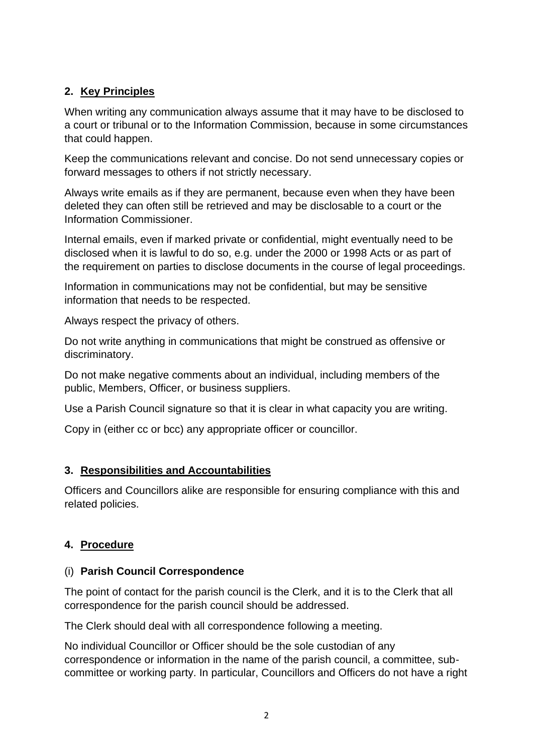## 2. Key Principles

When writing any communication always assume that it may have to be disclosed to a court or tribunal or to the Information Commission, because in some circumstances that could happen.

Keep the communications relevant and concise. Do not send unnecessary copies or forward messages to others if not strictly necessary.

Always write emails as if they are permanent, because even when they have been deleted they can often still be retrieved and may be disclosable to a court or the Information Commissioner.

Internal emails, even if marked private or confidential, might eventually need to be disclosed when it is lawful to do so, e.g. under the 2000 or 1998 Acts or as part of the requirement on parties to disclose documents in the course of legal proceedings.

Information in communications may not be confidential, but may be sensitive information that needs to be respected.

Always respect the privacy of others.

Do not write anything in communications that might be construed as offensive or discriminatory.

Do not make negative comments about an individual, including members of the public, Members, Officer, or business suppliers.

Use a Parish Council signature so that it is clear in what capacity you are writing.

Copy in (either cc or bcc) any appropriate officer or councillor.

## 3. Responsibilities and Accountabilities

Officers and Councillors alike are responsible for ensuring compliance with this and related policies.

## 4. Procedure

### (i) Parish Council Correspondence

The point of contact for the parish council is the Clerk, and it is to the Clerk that all correspondence for the parish council should be addressed.

The Clerk should deal with all correspondence following a meeting.

No individual Councillor or Officer should be the sole custodian of any correspondence or information in the name of the parish council, a committee, sub-committee or working party. In particular, Councillors and Officers do not have a right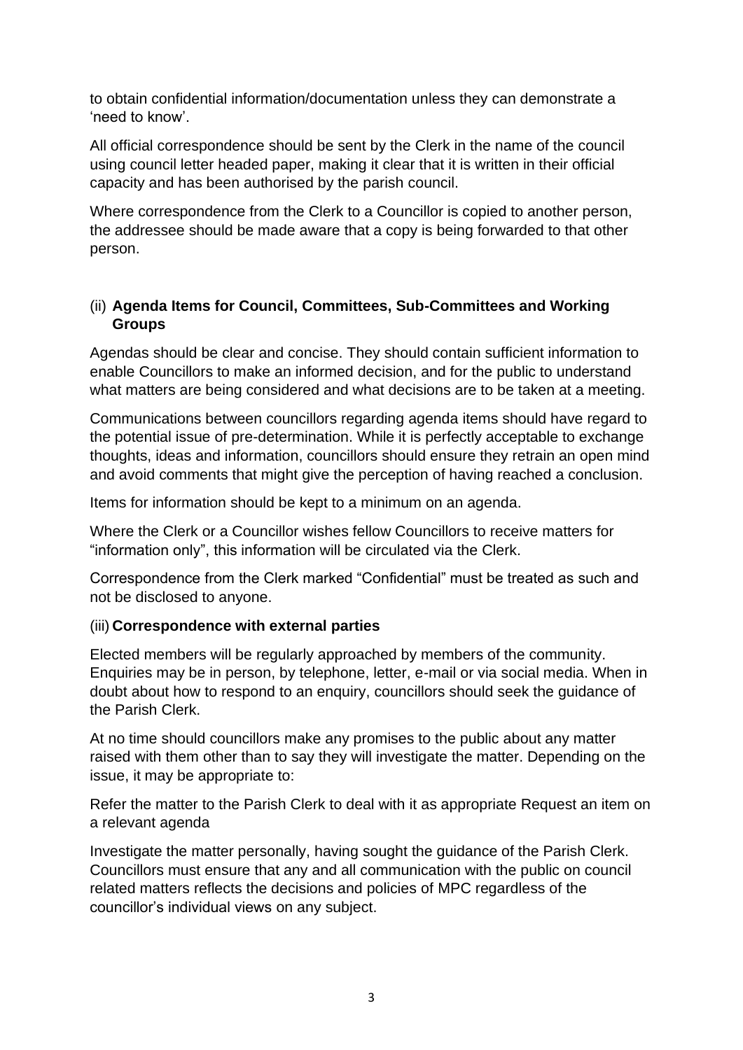to obtain confidential information/documentation unless they can demonstrate a 'need to know'.

All official correspondence should be sent by the Clerk in the name of the council using council letter headed paper, making it clear that it is written in their official capacity and has been authorised by the parish council.

Where correspondence from the Clerk to a Councillor is copied to another person, the addressee should be made aware that a copy is being forwarded to that other person.

### (ii) **Agenda Items for Council, Committees, Sub-Committees and Working Groups**

Agendas should be clear and concise. They should contain sufficient information to enable Councillors to make an informed decision, and for the public to understand what matters are being considered and what decisions are to be taken at a meeting.

Communications between councillors regarding agenda items should have regard to the potential issue of pre-determination. While it is perfectly acceptable to exchange thoughts, ideas and information, councillors should ensure they retrain an open mind and avoid comments that might give the perception of having reached a conclusion.

Items for information should be kept to a minimum on an agenda.

Where the Clerk or a Councillor wishes fellow Councillors to receive matters for "information only", this information will be circulated via the Clerk.

Correspondence from the Clerk marked "Confidential" must be treated as such and not be disclosed to anyone.

### (iii) **Correspondence with external parties**

Elected members will be regularly approached by members of the community. Enquiries may be in person, by telephone, letter, e-mail or via social media. When in doubt about how to respond to an enquiry, councillors should seek the guidance of the Parish Clerk.

At no time should councillors make any promises to the public about any matter raised with them other than to say they will investigate the matter. Depending on the issue, it may be appropriate to:

Refer the matter to the Parish Clerk to deal with it as appropriate Request an item on a relevant agenda

Investigate the matter personally, having sought the guidance of the Parish Clerk. Councillors must ensure that any and all communication with the public on council related matters reflects the decisions and policies of MPC regardless of the councillor's individual views on any subject.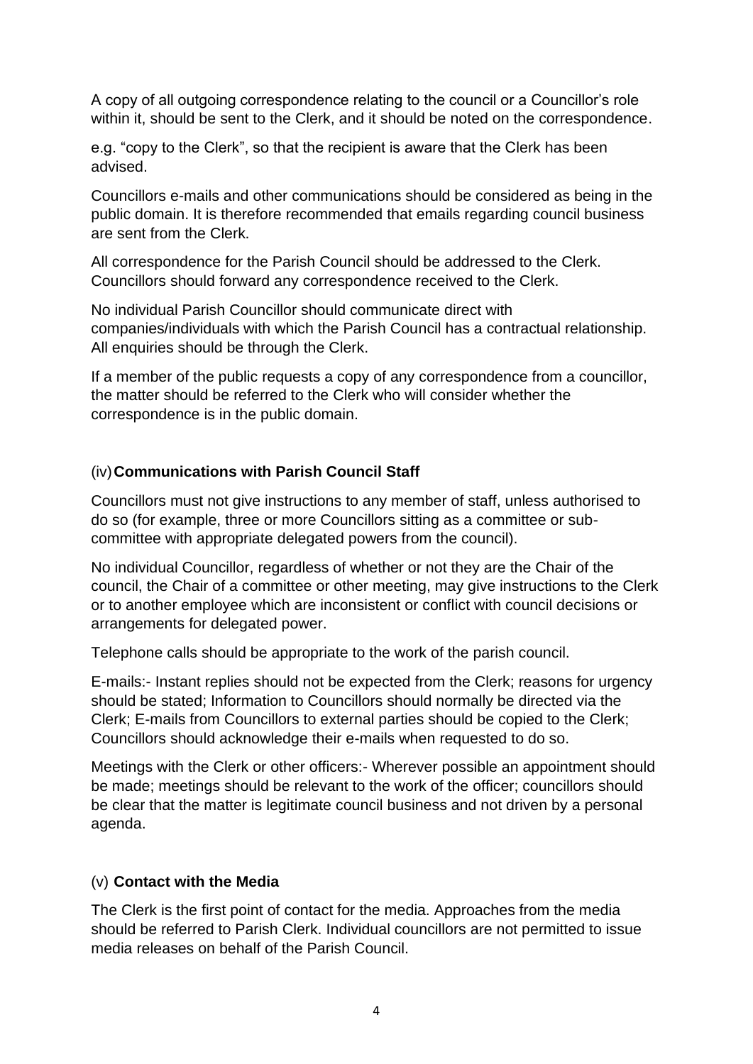A copy of all outgoing correspondence relating to the council or a Councillor's role within it, should be sent to the Clerk, and it should be noted on the correspondence.

e.g. "copy to the Clerk", so that the recipient is aware that the Clerk has been advised.

Councillors e-mails and other communications should be considered as being in the public domain. It is therefore recommended that emails regarding council business are sent from the Clerk.

All correspondence for the Parish Council should be addressed to the Clerk. Councillors should forward any correspondence received to the Clerk.

No individual Parish Councillor should communicate direct with companies/individuals with which the Parish Council has a contractual relationship. All enquiries should be through the Clerk.

If a member of the public requests a copy of any correspondence from a councillor, the matter should be referred to the Clerk who will consider whether the correspondence is in the public domain.

### (iv) **Communications with Parish Council Staff**

Councillors must not give instructions to any member of staff, unless authorised to do so (for example, three or more Councillors sitting as a committee or sub-committee with appropriate delegated powers from the council).

No individual Councillor, regardless of whether or not they are the Chair of the council, the Chair of a committee or other meeting, may give instructions to the Clerk or to another employee which are inconsistent or conflict with council decisions or arrangements for delegated power.

Telephone calls should be appropriate to the work of the parish council.

E-mails:- Instant replies should not be expected from the Clerk; reasons for urgency should be stated; Information to Councillors should normally be directed via the Clerk; E-mails from Councillors to external parties should be copied to the Clerk; Councillors should acknowledge their e-mails when requested to do so.

Meetings with the Clerk or other officers:- Wherever possible an appointment should be made; meetings should be relevant to the work of the officer; councillors should be clear that the matter is legitimate council business and not driven by a personal agenda.

### (v) **Contact with the Media**

The Clerk is the first point of contact for the media. Approaches from the media should be referred to Parish Clerk. Individual councillors are not permitted to issue media releases on behalf of the Parish Council.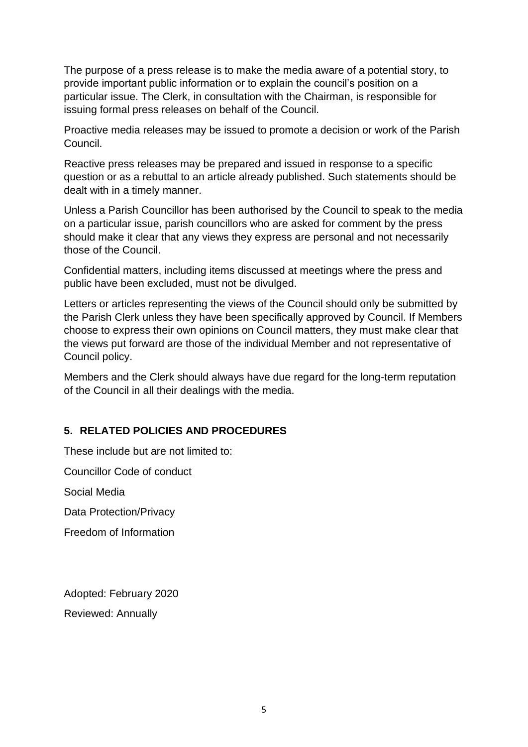The purpose of a press release is to make the media aware of a potential story, to provide important public information or to explain the council's position on a particular issue. The Clerk, in consultation with the Chairman, is responsible for issuing formal press releases on behalf of the Council.

Proactive media releases may be issued to promote a decision or work of the Parish Council.

Reactive press releases may be prepared and issued in response to a specific question or as a rebuttal to an article already published. Such statements should be dealt with in a timely manner.

Unless a Parish Councillor has been authorised by the Council to speak to the media on a particular issue, parish councillors who are asked for comment by the press should make it clear that any views they express are personal and not necessarily those of the Council.

Confidential matters, including items discussed at meetings where the press and public have been excluded, must not be divulged.

Letters or articles representing the views of the Council should only be submitted by the Parish Clerk unless they have been specifically approved by Council. If Members choose to express their own opinions on Council matters, they must make clear that the views put forward are those of the individual Member and not representative of Council policy.

Members and the Clerk should always have due regard for the long-term reputation of the Council in all their dealings with the media.

## 5. RELATED POLICIES AND PROCEDURES

These include but are not limited to:

Councillor Code of conduct

Social Media

Data Protection/Privacy

Freedom of Information

Adopted: February 2020

Reviewed: Annually